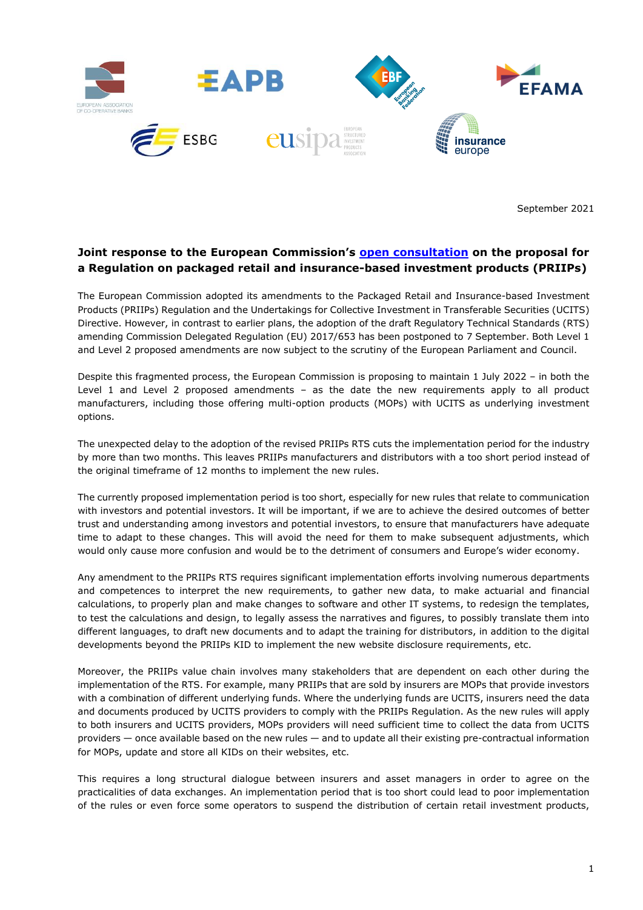September 2021

## Joint response to the European Commission's [open consultation](#) on the proposal for a Regulation on packaged retail and insurance-based investment products (PRIIPs)

The European Commission adopted its amendments to the Packaged Retail and Insurance-based Investment Products (PRIIPs) Regulation and the Undertakings for Collective Investment in Transferable Securities (UCITS) Directive. However, in contrast to earlier plans, the adoption of the draft Regulatory Technical Standards (RTS) amending Commission Delegated Regulation (EU) 2017/653 has been postponed to 7 September. Both Level 1 and Level 2 proposed amendments are now subject to the scrutiny of the European Parliament and Council.

Despite this fragmented process, the European Commission is proposing to maintain 1 July 2022 – in both the Level 1 and Level 2 proposed amendments – as the date the new requirements apply to all product manufacturers, including those offering multi-option products (MOPs) with UCITS as underlying investment options.

The unexpected delay to the adoption of the revised PRIIPs RTS cuts the implementation period for the industry by more than two months. This leaves PRIIPs manufacturers and distributors with a too short period instead of the original timeframe of 12 months to implement the new rules.

The currently proposed implementation period is too short, especially for new rules that relate to communication with investors and potential investors. It will be important, if we are to achieve the desired outcomes of better trust and understanding among investors and potential investors, to ensure that manufacturers have adequate time to adapt to these changes. This will avoid the need for them to make subsequent adjustments, which would only cause more confusion and would be to the detriment of consumers and Europe's wider economy.

Any amendment to the PRIIPs RTS requires significant implementation efforts involving numerous departments and competences to interpret the new requirements, to gather new data, to make actuarial and financial calculations, to properly plan and make changes to software and other IT systems, to redesign the templates, to test the calculations and design, to legally assess the narratives and figures, to possibly translate them into different languages, to draft new documents and to adapt the training for distributors, in addition to the digital developments beyond the PRIIPs KID to implement the new website disclosure requirements, etc.

Moreover, the PRIIPs value chain involves many stakeholders that are dependent on each other during the implementation of the RTS. For example, many PRIIPs that are sold by insurers are MOPs that provide investors with a combination of different underlying funds. Where the underlying funds are UCITS, insurers need the data and documents produced by UCITS providers to comply with the PRIIPs Regulation. As the new rules will apply to both insurers and UCITS providers, MOPs providers will need sufficient time to collect the data from UCITS providers — once available based on the new rules — and to update all their existing pre-contractual information for MOPs, update and store all KIDs on their websites, etc.

This requires a long structural dialogue between insurers and asset managers in order to agree on the practicalities of data exchanges. An implementation period that is too short could lead to poor implementation of the rules or even force some operators to suspend the distribution of certain retail investment products,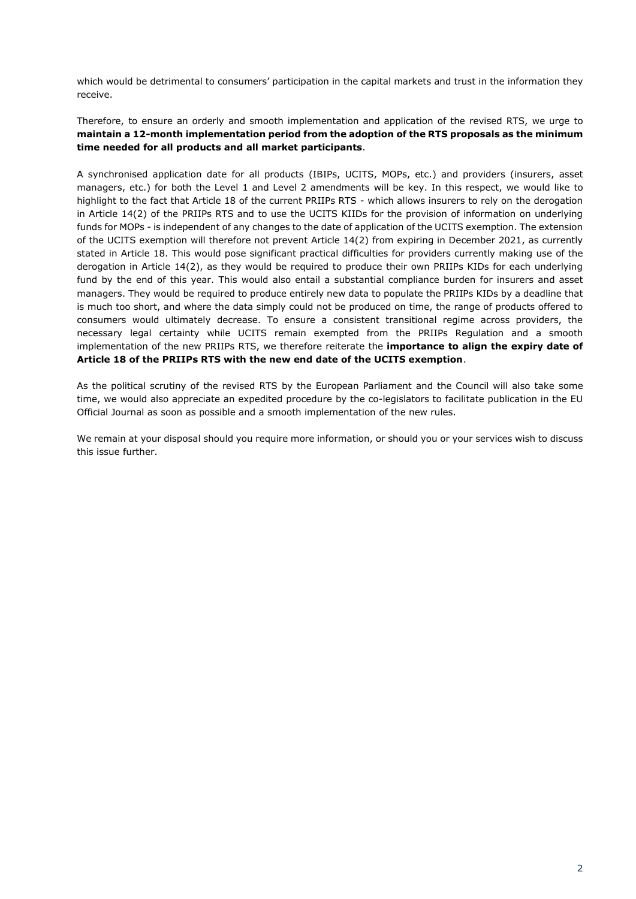which would be detrimental to consumers' participation in the capital markets and trust in the information they receive.

Therefore, to ensure an orderly and smooth implementation and application of the revised RTS, we urge to **maintain a 12-month implementation period from the adoption of the RTS proposals as the minimum time needed for all products and all market participants**.

A synchronised application date for all products (IBIPs, UCITS, MOPs, etc.) and providers (insurers, asset managers, etc.) for both the Level 1 and Level 2 amendments will be key. In this respect, we would like to highlight to the fact that Article 18 of the current PRIIPs RTS - which allows insurers to rely on the derogation in Article 14(2) of the PRIIPs RTS and to use the UCITS KIIDs for the provision of information on underlying funds for MOPs - is independent of any changes to the date of application of the UCITS exemption. The extension of the UCITS exemption will therefore not prevent Article 14(2) from expiring in December 2021, as currently stated in Article 18. This would pose significant practical difficulties for providers currently making use of the derogation in Article 14(2), as they would be required to produce their own PRIIPs KIDs for each underlying fund by the end of this year. This would also entail a substantial compliance burden for insurers and asset managers. They would be required to produce entirely new data to populate the PRIIPs KIDs by a deadline that is much too short, and where the data simply could not be produced on time, the range of products offered to consumers would ultimately decrease. To ensure a consistent transitional regime across providers, the necessary legal certainty while UCITS remain exempted from the PRIIPs Regulation and a smooth implementation of the new PRIIPs RTS, we therefore reiterate the **importance to align the expiry date of Article 18 of the PRIIPs RTS with the new end date of the UCITS exemption**.

As the political scrutiny of the revised RTS by the European Parliament and the Council will also take some time, we would also appreciate an expedited procedure by the co-legislators to facilitate publication in the EU Official Journal as soon as possible and a smooth implementation of the new rules.

We remain at your disposal should you require more information, or should you or your services wish to discuss this issue further.